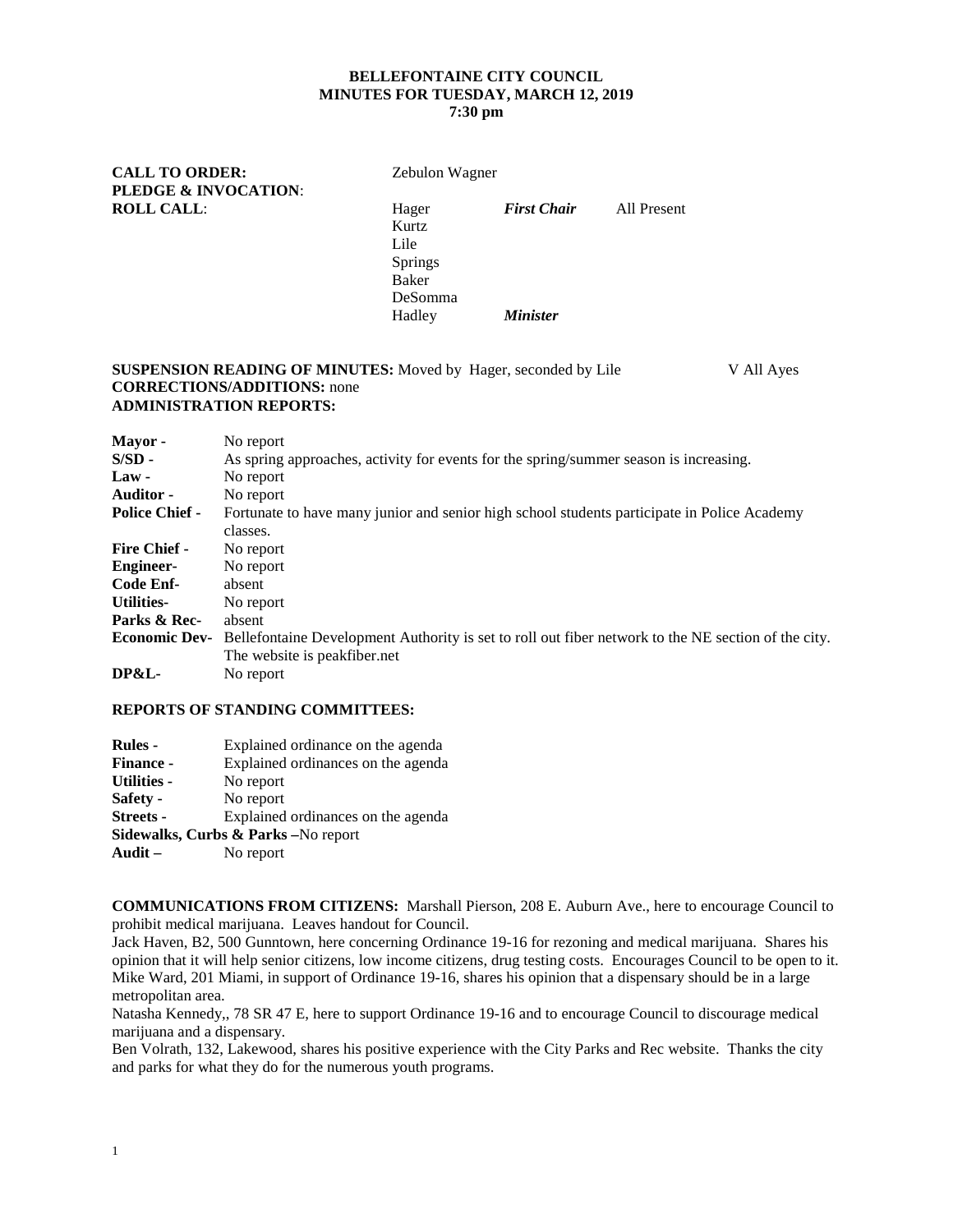**BELLEFONTAINE CITY COUNCIL**
**MINUTES FOR TUESDAY, MARCH 12, 2019**
**7:30 pm**

**CALL TO ORDER:** Zebulon Wagner
**PLEDGE & INVOCATION**:
**ROLL CALL**:

| | | |
|---|---|---|
| Hager | ***First Chair*** | All Present |
| Kurtz | | |
| Lile | | |
| Springs | | |
| Baker | | |
| DeSomma | | |
| Hadley | ***Minister*** | |

**SUSPENSION READING OF MINUTES:** Moved by Hager, seconded by Lile V All Ayes
**CORRECTIONS/ADDITIONS:** none
**ADMINISTRATION REPORTS:**

| | |
|---|---|
| **Mayor -** | No report |
| **S/SD -** | As spring approaches, activity for events for the spring/summer season is increasing. |
| **Law -** | No report |
| **Auditor -** | No report |
| **Police Chief -** | Fortunate to have many junior and senior high school students participate in Police Academy classes. |
| **Fire Chief -** | No report |
| **Engineer-** | No report |
| **Code Enf-** | absent |
| **Utilities-** | No report |
| **Parks & Rec-** | absent |
| **Economic Dev-** | Bellefontaine Development Authority is set to roll out fiber network to the NE section of the city. The website is peakfiber.net |
| **DP&L-** | No report |

**REPORTS OF STANDING COMMITTEES:**

| | |
|---|---|
| **Rules -** | Explained ordinance on the agenda |
| **Finance -** | Explained ordinances on the agenda |
| **Utilities -** | No report |
| **Safety -** | No report |
| **Streets -** | Explained ordinances on the agenda |
| **Sidewalks, Curbs & Parks –** | No report |
| **Audit –** | No report |

**COMMUNICATIONS FROM CITIZENS:** Marshall Pierson, 208 E. Auburn Ave., here to encourage Council to prohibit medical marijuana. Leaves handout for Council.
Jack Haven, B2, 500 Gunntown, here concerning Ordinance 19-16 for rezoning and medical marijuana. Shares his opinion that it will help senior citizens, low income citizens, drug testing costs. Encourages Council to be open to it.
Mike Ward, 201 Miami, in support of Ordinance 19-16, shares his opinion that a dispensary should be in a large metropolitan area.
Natasha Kennedy,, 78 SR 47 E, here to support Ordinance 19-16 and to encourage Council to discourage medical marijuana and a dispensary.
Ben Volrath, 132, Lakewood, shares his positive experience with the City Parks and Rec website. Thanks the city and parks for what they do for the numerous youth programs.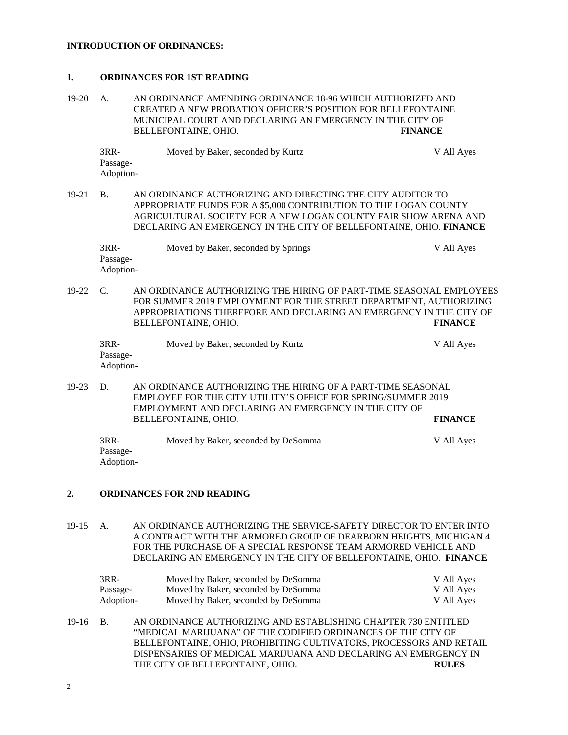**INTRODUCTION OF ORDINANCES:**

**1. ORDINANCES FOR 1ST READING**

19-20 A. AN ORDINANCE AMENDING ORDINANCE 18-96 WHICH AUTHORIZED AND CREATED A NEW PROBATION OFFICER'S POSITION FOR BELLEFONTAINE MUNICIPAL COURT AND DECLARING AN EMERGENCY IN THE CITY OF BELLEFONTAINE, OHIO. **FINANCE**

| | | |
|---|---|---|
| 3RR- | Moved by Baker, seconded by Kurtz | V All Ayes |
| Passage- | | |
| Adoption- | | |

19-21 B. AN ORDINANCE AUTHORIZING AND DIRECTING THE CITY AUDITOR TO APPROPRIATE FUNDS FOR A $5,000 CONTRIBUTION TO THE LOGAN COUNTY AGRICULTURAL SOCIETY FOR A NEW LOGAN COUNTY FAIR SHOW ARENA AND DECLARING AN EMERGENCY IN THE CITY OF BELLEFONTAINE, OHIO. **FINANCE**

| | | |
|---|---|---|
| 3RR- | Moved by Baker, seconded by Springs | V All Ayes |
| Passage- | | |
| Adoption- | | |

19-22 C. AN ORDINANCE AUTHORIZING THE HIRING OF PART-TIME SEASONAL EMPLOYEES FOR SUMMER 2019 EMPLOYMENT FOR THE STREET DEPARTMENT, AUTHORIZING APPROPRIATIONS THEREFORE AND DECLARING AN EMERGENCY IN THE CITY OF BELLEFONTAINE, OHIO. **FINANCE**

| | | |
|---|---|---|
| 3RR- | Moved by Baker, seconded by Kurtz | V All Ayes |
| Passage- | | |
| Adoption- | | |

19-23 D. AN ORDINANCE AUTHORIZING THE HIRING OF A PART-TIME SEASONAL EMPLOYEE FOR THE CITY UTILITY'S OFFICE FOR SPRING/SUMMER 2019 EMPLOYMENT AND DECLARING AN EMERGENCY IN THE CITY OF BELLEFONTAINE, OHIO. **FINANCE**

| | | |
|---|---|---|
| 3RR- | Moved by Baker, seconded by DeSomma | V All Ayes |
| Passage- | | |
| Adoption- | | |

**2. ORDINANCES FOR 2ND READING**

19-15 A. AN ORDINANCE AUTHORIZING THE SERVICE-SAFETY DIRECTOR TO ENTER INTO A CONTRACT WITH THE ARMORED GROUP OF DEARBORN HEIGHTS, MICHIGAN 4 FOR THE PURCHASE OF A SPECIAL RESPONSE TEAM ARMORED VEHICLE AND DECLARING AN EMERGENCY IN THE CITY OF BELLEFONTAINE, OHIO. **FINANCE**

| | | |
|---|---|---|
| 3RR- | Moved by Baker, seconded by DeSomma | V All Ayes |
| Passage- | Moved by Baker, seconded by DeSomma | V All Ayes |
| Adoption- | Moved by Baker, seconded by DeSomma | V All Ayes |

19-16 B. AN ORDINANCE AUTHORIZING AND ESTABLISHING CHAPTER 730 ENTITLED "MEDICAL MARIJUANA" OF THE CODIFIED ORDINANCES OF THE CITY OF BELLEFONTAINE, OHIO, PROHIBITING CULTIVATORS, PROCESSORS AND RETAIL DISPENSARIES OF MEDICAL MARIJUANA AND DECLARING AN EMERGENCY IN THE CITY OF BELLEFONTAINE, OHIO. **RULES**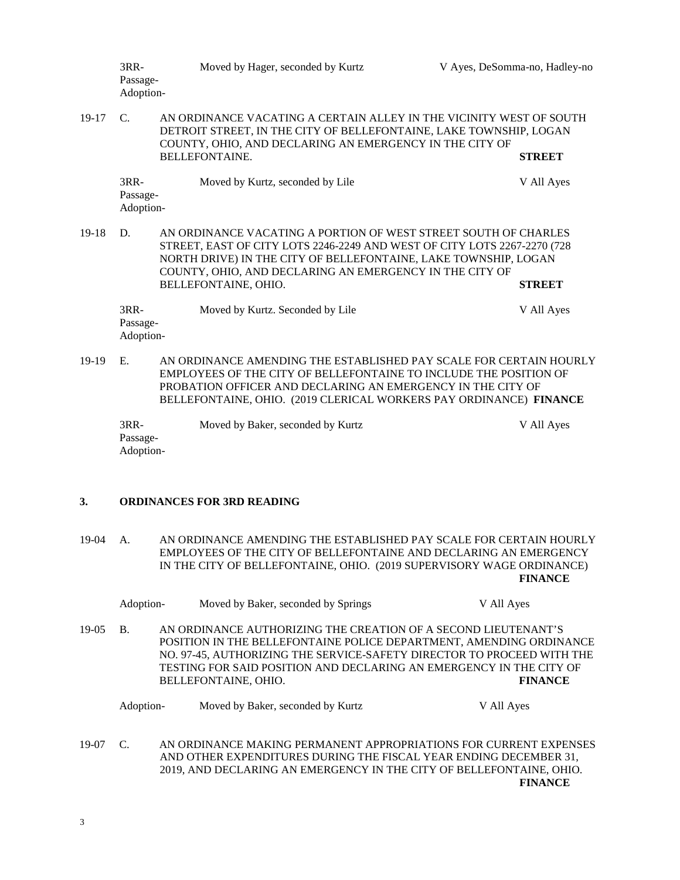3RR-
Passage-
Adoption- Moved by Hager, seconded by Kurtz V Ayes, DeSomma-no, Hadley-no

19-17 C. AN ORDINANCE VACATING A CERTAIN ALLEY IN THE VICINITY WEST OF SOUTH DETROIT STREET, IN THE CITY OF BELLEFONTAINE, LAKE TOWNSHIP, LOGAN COUNTY, OHIO, AND DECLARING AN EMERGENCY IN THE CITY OF BELLEFONTAINE. **STREET**

3RR-
Passage-
Adoption- Moved by Kurtz, seconded by Lile V All Ayes

19-18 D. AN ORDINANCE VACATING A PORTION OF WEST STREET SOUTH OF CHARLES STREET, EAST OF CITY LOTS 2246-2249 AND WEST OF CITY LOTS 2267-2270 (728 NORTH DRIVE) IN THE CITY OF BELLEFONTAINE, LAKE TOWNSHIP, LOGAN COUNTY, OHIO, AND DECLARING AN EMERGENCY IN THE CITY OF BELLEFONTAINE, OHIO. **STREET**

3RR-
Passage-
Adoption- Moved by Kurtz. Seconded by Lile V All Ayes

19-19 E. AN ORDINANCE AMENDING THE ESTABLISHED PAY SCALE FOR CERTAIN HOURLY EMPLOYEES OF THE CITY OF BELLEFONTAINE TO INCLUDE THE POSITION OF PROBATION OFFICER AND DECLARING AN EMERGENCY IN THE CITY OF BELLEFONTAINE, OHIO. (2019 CLERICAL WORKERS PAY ORDINANCE) **FINANCE**

3RR-
Passage-
Adoption- Moved by Baker, seconded by Kurtz V All Ayes

## 3. ORDINANCES FOR 3RD READING

19-04 A. AN ORDINANCE AMENDING THE ESTABLISHED PAY SCALE FOR CERTAIN HOURLY EMPLOYEES OF THE CITY OF BELLEFONTAINE AND DECLARING AN EMERGENCY IN THE CITY OF BELLEFONTAINE, OHIO. (2019 SUPERVISORY WAGE ORDINANCE) **FINANCE**

Adoption- Moved by Baker, seconded by Springs V All Ayes

19-05 B. AN ORDINANCE AUTHORIZING THE CREATION OF A SECOND LIEUTENANT'S POSITION IN THE BELLEFONTAINE POLICE DEPARTMENT, AMENDING ORDINANCE NO. 97-45, AUTHORIZING THE SERVICE-SAFETY DIRECTOR TO PROCEED WITH THE TESTING FOR SAID POSITION AND DECLARING AN EMERGENCY IN THE CITY OF BELLEFONTAINE, OHIO. **FINANCE**

Adoption- Moved by Baker, seconded by Kurtz V All Ayes

19-07 C. AN ORDINANCE MAKING PERMANENT APPROPRIATIONS FOR CURRENT EXPENSES AND OTHER EXPENDITURES DURING THE FISCAL YEAR ENDING DECEMBER 31, 2019, AND DECLARING AN EMERGENCY IN THE CITY OF BELLEFONTAINE, OHIO. **FINANCE**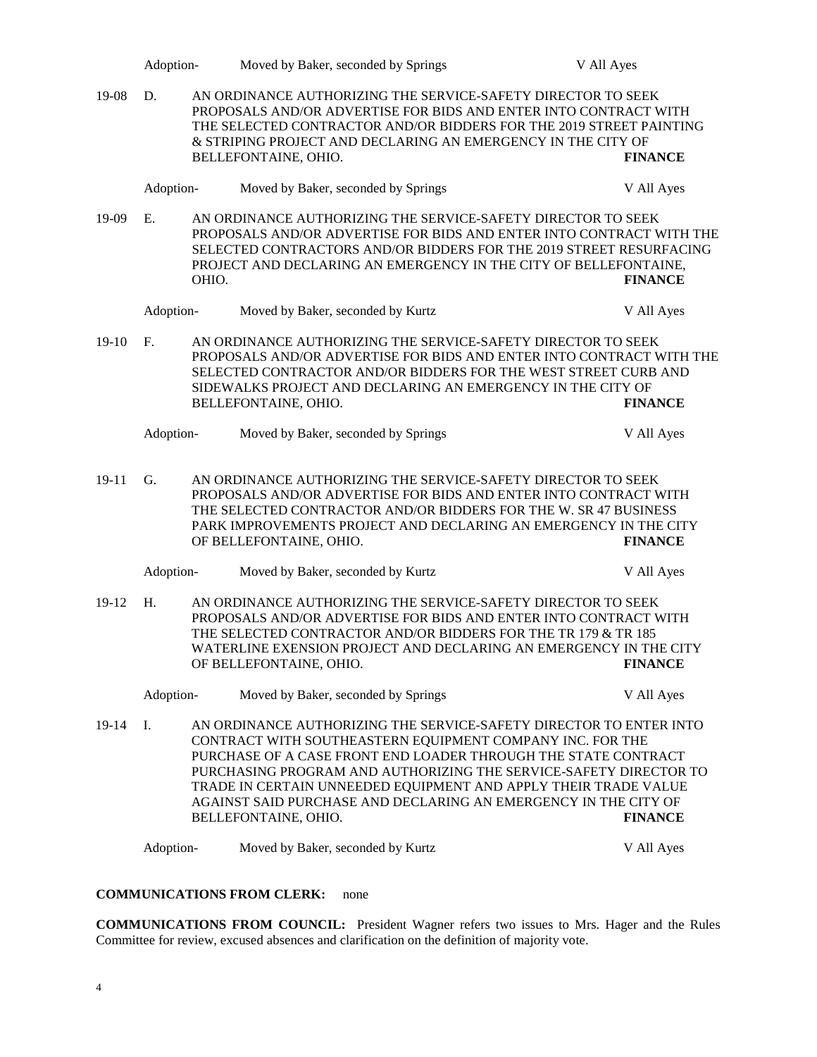Adoption- Moved by Baker, seconded by Springs V All Ayes

19-08 D. AN ORDINANCE AUTHORIZING THE SERVICE-SAFETY DIRECTOR TO SEEK PROPOSALS AND/OR ADVERTISE FOR BIDS AND ENTER INTO CONTRACT WITH THE SELECTED CONTRACTOR AND/OR BIDDERS FOR THE 2019 STREET PAINTING & STRIPING PROJECT AND DECLARING AN EMERGENCY IN THE CITY OF BELLEFONTAINE, OHIO. **FINANCE**

Adoption- Moved by Baker, seconded by Springs V All Ayes

19-09 E. AN ORDINANCE AUTHORIZING THE SERVICE-SAFETY DIRECTOR TO SEEK PROPOSALS AND/OR ADVERTISE FOR BIDS AND ENTER INTO CONTRACT WITH THE SELECTED CONTRACTORS AND/OR BIDDERS FOR THE 2019 STREET RESURFACING PROJECT AND DECLARING AN EMERGENCY IN THE CITY OF BELLEFONTAINE, OHIO. **FINANCE**

Adoption- Moved by Baker, seconded by Kurtz V All Ayes

19-10 F. AN ORDINANCE AUTHORIZING THE SERVICE-SAFETY DIRECTOR TO SEEK PROPOSALS AND/OR ADVERTISE FOR BIDS AND ENTER INTO CONTRACT WITH THE SELECTED CONTRACTOR AND/OR BIDDERS FOR THE WEST STREET CURB AND SIDEWALKS PROJECT AND DECLARING AN EMERGENCY IN THE CITY OF BELLEFONTAINE, OHIO. **FINANCE**

Adoption- Moved by Baker, seconded by Springs V All Ayes

19-11 G. AN ORDINANCE AUTHORIZING THE SERVICE-SAFETY DIRECTOR TO SEEK PROPOSALS AND/OR ADVERTISE FOR BIDS AND ENTER INTO CONTRACT WITH THE SELECTED CONTRACTOR AND/OR BIDDERS FOR THE W. SR 47 BUSINESS PARK IMPROVEMENTS PROJECT AND DECLARING AN EMERGENCY IN THE CITY OF BELLEFONTAINE, OHIO. **FINANCE**

Adoption- Moved by Baker, seconded by Kurtz V All Ayes

19-12 H. AN ORDINANCE AUTHORIZING THE SERVICE-SAFETY DIRECTOR TO SEEK PROPOSALS AND/OR ADVERTISE FOR BIDS AND ENTER INTO CONTRACT WITH THE SELECTED CONTRACTOR AND/OR BIDDERS FOR THE TR 179 & TR 185 WATERLINE EXENSION PROJECT AND DECLARING AN EMERGENCY IN THE CITY OF BELLEFONTAINE, OHIO. **FINANCE**

Adoption- Moved by Baker, seconded by Springs V All Ayes

19-14 I. AN ORDINANCE AUTHORIZING THE SERVICE-SAFETY DIRECTOR TO ENTER INTO CONTRACT WITH SOUTHEASTERN EQUIPMENT COMPANY INC. FOR THE PURCHASE OF A CASE FRONT END LOADER THROUGH THE STATE CONTRACT PURCHASING PROGRAM AND AUTHORIZING THE SERVICE-SAFETY DIRECTOR TO TRADE IN CERTAIN UNNEEDED EQUIPMENT AND APPLY THEIR TRADE VALUE AGAINST SAID PURCHASE AND DECLARING AN EMERGENCY IN THE CITY OF BELLEFONTAINE, OHIO. **FINANCE**

Adoption- Moved by Baker, seconded by Kurtz V All Ayes

**COMMUNICATIONS FROM CLERK:** none

**COMMUNICATIONS FROM COUNCIL:** President Wagner refers two issues to Mrs. Hager and the Rules Committee for review, excused absences and clarification on the definition of majority vote.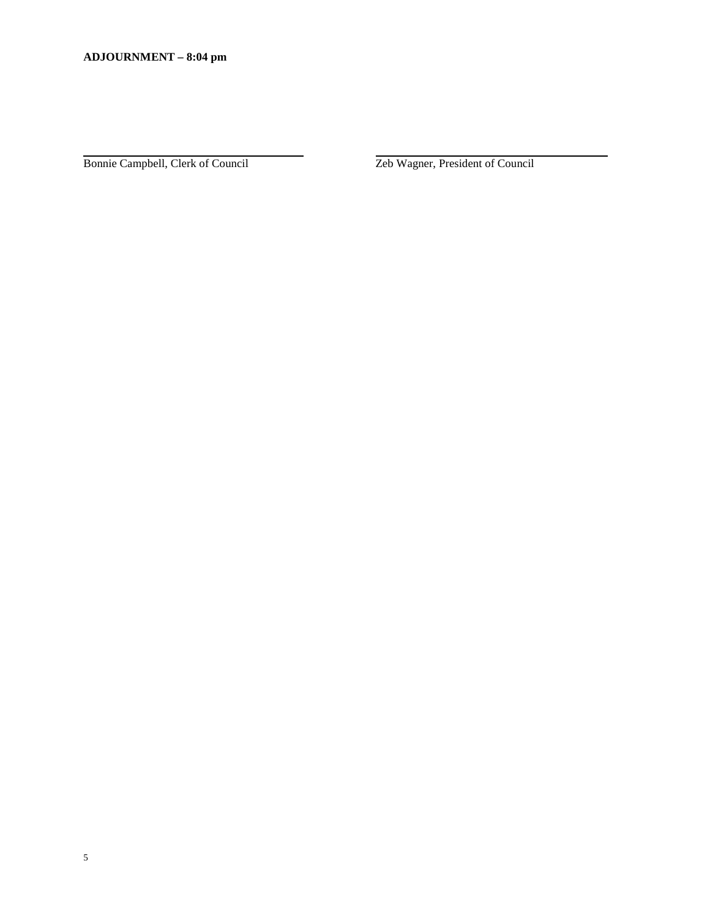**ADJOURNMENT – 8:04 pm**

\_\_\_\_\_\_\_\_\_\_\_\_\_\_\_\_\_\_\_\_\_\_\_\_\_\_\_\_\_\_\_\_\_\_\_\_  
Bonnie Campbell, Clerk of Council

\_\_\_\_\_\_\_\_\_\_\_\_\_\_\_\_\_\_\_\_\_\_\_\_\_\_\_\_\_\_\_\_\_\_\_\_  
Zeb Wagner, President of Council